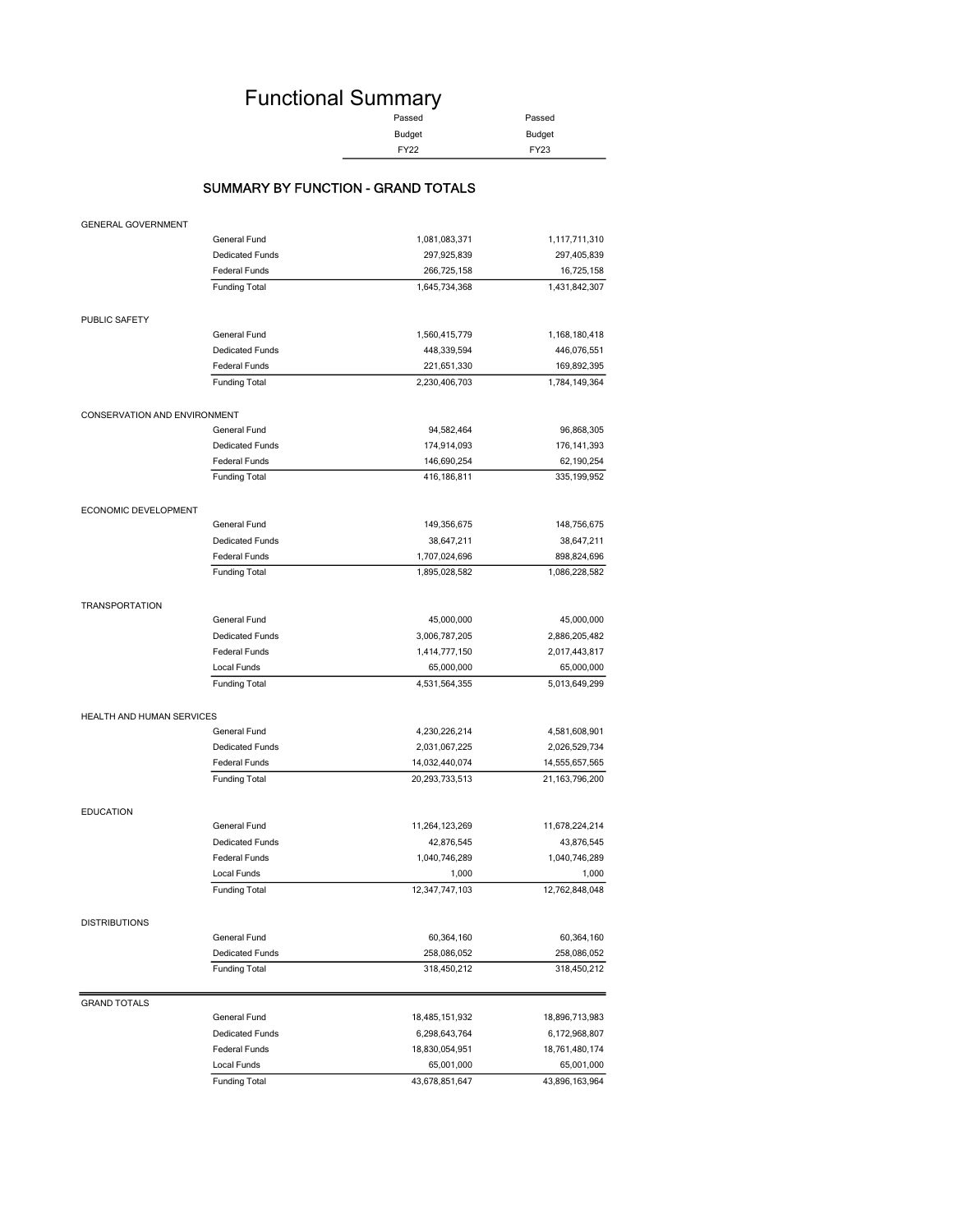# Functional Summary

## SUMMARY BY FUNCTION - GRAND TOTALS

| | | Passed Budget FY22 | Passed Budget FY23 |
|---|---|---|---|
| GENERAL GOVERNMENT | | | |
| | General Fund | 1,081,083,371 | 1,117,711,310 |
| | Dedicated Funds | 297,925,839 | 297,405,839 |
| | Federal Funds | 266,725,158 | 16,725,158 |
| | Funding Total | 1,645,734,368 | 1,431,842,307 |
| PUBLIC SAFETY | | | |
| | General Fund | 1,560,415,779 | 1,168,180,418 |
| | Dedicated Funds | 448,339,594 | 446,076,551 |
| | Federal Funds | 221,651,330 | 169,892,395 |
| | Funding Total | 2,230,406,703 | 1,784,149,364 |
| CONSERVATION AND ENVIRONMENT | | | |
| | General Fund | 94,582,464 | 96,868,305 |
| | Dedicated Funds | 174,914,093 | 176,141,393 |
| | Federal Funds | 146,690,254 | 62,190,254 |
| | Funding Total | 416,186,811 | 335,199,952 |
| ECONOMIC DEVELOPMENT | | | |
| | General Fund | 149,356,675 | 148,756,675 |
| | Dedicated Funds | 38,647,211 | 38,647,211 |
| | Federal Funds | 1,707,024,696 | 898,824,696 |
| | Funding Total | 1,895,028,582 | 1,086,228,582 |
| TRANSPORTATION | | | |
| | General Fund | 45,000,000 | 45,000,000 |
| | Dedicated Funds | 3,006,787,205 | 2,886,205,482 |
| | Federal Funds | 1,414,777,150 | 2,017,443,817 |
| | Local Funds | 65,000,000 | 65,000,000 |
| | Funding Total | 4,531,564,355 | 5,013,649,299 |
| HEALTH AND HUMAN SERVICES | | | |
| | General Fund | 4,230,226,214 | 4,581,608,901 |
| | Dedicated Funds | 2,031,067,225 | 2,026,529,734 |
| | Federal Funds | 14,032,440,074 | 14,555,657,565 |
| | Funding Total | 20,293,733,513 | 21,163,796,200 |
| EDUCATION | | | |
| | General Fund | 11,264,123,269 | 11,678,224,214 |
| | Dedicated Funds | 42,876,545 | 43,876,545 |
| | Federal Funds | 1,040,746,289 | 1,040,746,289 |
| | Local Funds | 1,000 | 1,000 |
| | Funding Total | 12,347,747,103 | 12,762,848,048 |
| DISTRIBUTIONS | | | |
| | General Fund | 60,364,160 | 60,364,160 |
| | Dedicated Funds | 258,086,052 | 258,086,052 |
| | Funding Total | 318,450,212 | 318,450,212 |
| GRAND TOTALS | | | |
| | General Fund | 18,485,151,932 | 18,896,713,983 |
| | Dedicated Funds | 6,298,643,764 | 6,172,968,807 |
| | Federal Funds | 18,830,054,951 | 18,761,480,174 |
| | Local Funds | 65,001,000 | 65,001,000 |
| | Funding Total | 43,678,851,647 | 43,896,163,964 |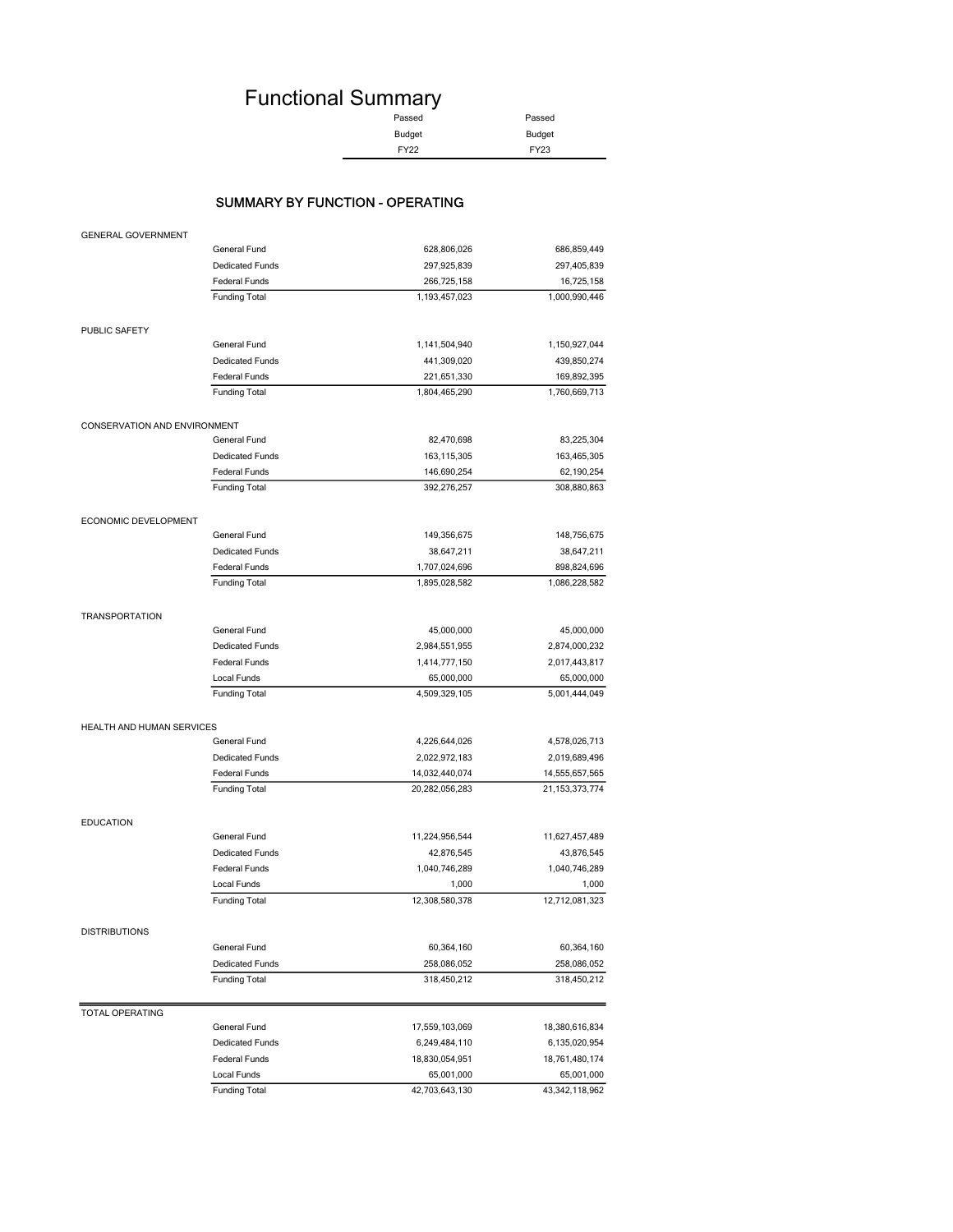# Functional Summary

## SUMMARY BY FUNCTION - OPERATING

| | | Passed Budget FY22 | Passed Budget FY23 |
|---|---|---|---|
| GENERAL GOVERNMENT | | | |
| | General Fund | 628,806,026 | 686,859,449 |
| | Dedicated Funds | 297,925,839 | 297,405,839 |
| | Federal Funds | 266,725,158 | 16,725,158 |
| | Funding Total | 1,193,457,023 | 1,000,990,446 |
| PUBLIC SAFETY | | | |
| | General Fund | 1,141,504,940 | 1,150,927,044 |
| | Dedicated Funds | 441,309,020 | 439,850,274 |
| | Federal Funds | 221,651,330 | 169,892,395 |
| | Funding Total | 1,804,465,290 | 1,760,669,713 |
| CONSERVATION AND ENVIRONMENT | | | |
| | General Fund | 82,470,698 | 83,225,304 |
| | Dedicated Funds | 163,115,305 | 163,465,305 |
| | Federal Funds | 146,690,254 | 62,190,254 |
| | Funding Total | 392,276,257 | 308,880,863 |
| ECONOMIC DEVELOPMENT | | | |
| | General Fund | 149,356,675 | 148,756,675 |
| | Dedicated Funds | 38,647,211 | 38,647,211 |
| | Federal Funds | 1,707,024,696 | 898,824,696 |
| | Funding Total | 1,895,028,582 | 1,086,228,582 |
| TRANSPORTATION | | | |
| | General Fund | 45,000,000 | 45,000,000 |
| | Dedicated Funds | 2,984,551,955 | 2,874,000,232 |
| | Federal Funds | 1,414,777,150 | 2,017,443,817 |
| | Local Funds | 65,000,000 | 65,000,000 |
| | Funding Total | 4,509,329,105 | 5,001,444,049 |
| HEALTH AND HUMAN SERVICES | | | |
| | General Fund | 4,226,644,026 | 4,578,026,713 |
| | Dedicated Funds | 2,022,972,183 | 2,019,689,496 |
| | Federal Funds | 14,032,440,074 | 14,555,657,565 |
| | Funding Total | 20,282,056,283 | 21,153,373,774 |
| EDUCATION | | | |
| | General Fund | 11,224,956,544 | 11,627,457,489 |
| | Dedicated Funds | 42,876,545 | 43,876,545 |
| | Federal Funds | 1,040,746,289 | 1,040,746,289 |
| | Local Funds | 1,000 | 1,000 |
| | Funding Total | 12,308,580,378 | 12,712,081,323 |
| DISTRIBUTIONS | | | |
| | General Fund | 60,364,160 | 60,364,160 |
| | Dedicated Funds | 258,086,052 | 258,086,052 |
| | Funding Total | 318,450,212 | 318,450,212 |
| TOTAL OPERATING | | | |
| | General Fund | 17,559,103,069 | 18,380,616,834 |
| | Dedicated Funds | 6,249,484,110 | 6,135,020,954 |
| | Federal Funds | 18,830,054,951 | 18,761,480,174 |
| | Local Funds | 65,001,000 | 65,001,000 |
| | Funding Total | 42,703,643,130 | 43,342,118,962 |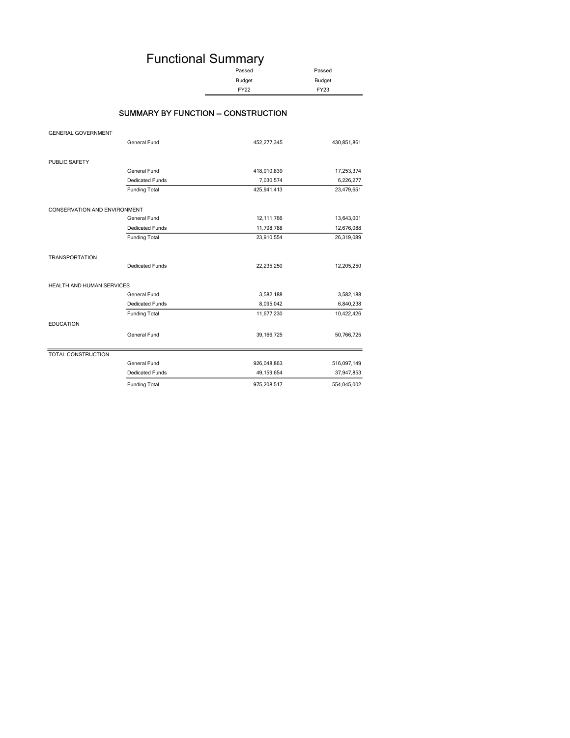# Functional Summary

## SUMMARY BY FUNCTION -- CONSTRUCTION

| | | Passed Budget FY22 | Passed Budget FY23 |
|---|---|---|---|
| GENERAL GOVERNMENT | | | |
| | General Fund | 452,277,345 | 430,851,861 |
| PUBLIC SAFETY | | | |
| | General Fund | 418,910,839 | 17,253,374 |
| | Dedicated Funds | 7,030,574 | 6,226,277 |
| | Funding Total | 425,941,413 | 23,479,651 |
| CONSERVATION AND ENVIRONMENT | | | |
| | General Fund | 12,111,766 | 13,643,001 |
| | Dedicated Funds | 11,798,788 | 12,676,088 |
| | Funding Total | 23,910,554 | 26,319,089 |
| TRANSPORTATION | | | |
| | Dedicated Funds | 22,235,250 | 12,205,250 |
| HEALTH AND HUMAN SERVICES | | | |
| | General Fund | 3,582,188 | 3,582,188 |
| | Dedicated Funds | 8,095,042 | 6,840,238 |
| | Funding Total | 11,677,230 | 10,422,426 |
| EDUCATION | | | |
| | General Fund | 39,166,725 | 50,766,725 |
| TOTAL CONSTRUCTION | | | |
| | General Fund | 926,048,863 | 516,097,149 |
| | Dedicated Funds | 49,159,654 | 37,947,853 |
| | Funding Total | 975,208,517 | 554,045,002 |